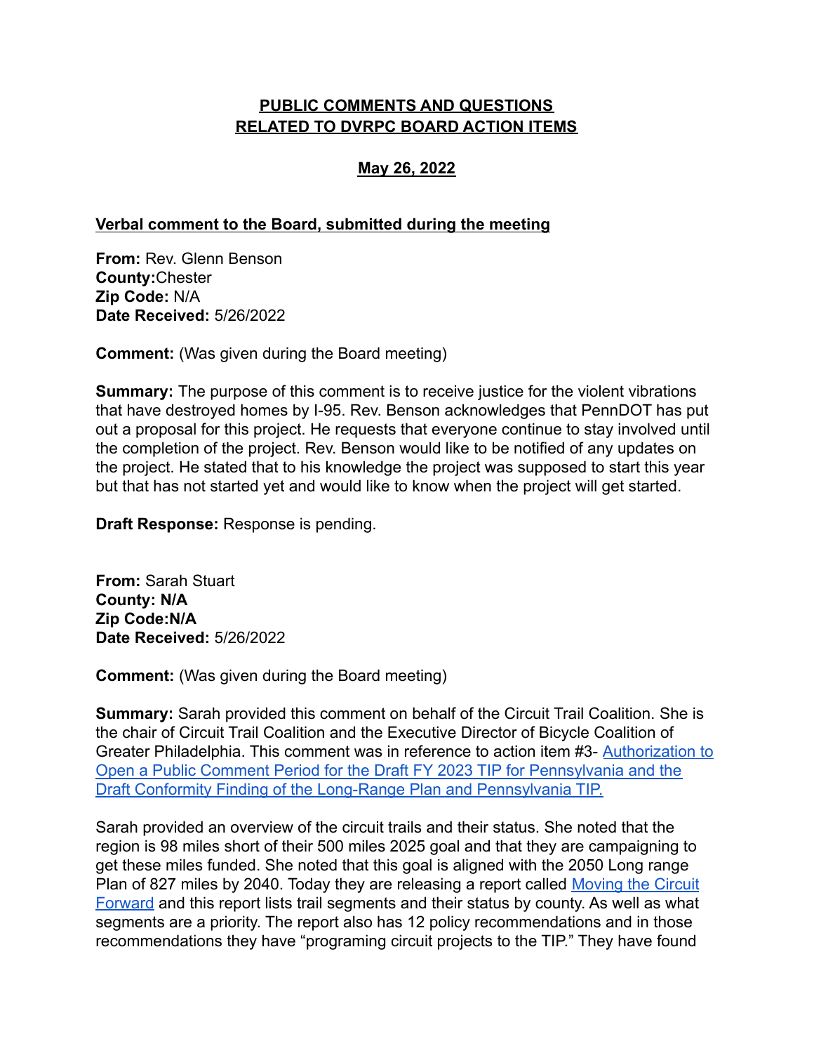# PUBLIC COMMENTS AND QUESTIONS RELATED TO DVRPC BOARD ACTION ITEMS

## May 26, 2022

### Verbal comment to the Board, submitted during the meeting

**From:** Rev. Glenn Benson
**County:**Chester
**Zip Code:** N/A
**Date Received:** 5/26/2022

**Comment:** (Was given during the Board meeting)

**Summary:** The purpose of this comment is to receive justice for the violent vibrations that have destroyed homes by I-95. Rev. Benson acknowledges that PennDOT has put out a proposal for this project. He requests that everyone continue to stay involved until the completion of the project. Rev. Benson would like to be notified of any updates on the project. He stated that to his knowledge the project was supposed to start this year but that has not started yet and would like to know when the project will get started.

**Draft Response:** Response is pending.

**From:** Sarah Stuart
**County: N/A**
**Zip Code:N/A**
**Date Received:** 5/26/2022

**Comment:** (Was given during the Board meeting)

**Summary:** Sarah provided this comment on behalf of the Circuit Trail Coalition. She is the chair of Circuit Trail Coalition and the Executive Director of Bicycle Coalition of Greater Philadelphia. This comment was in reference to action item #3- Authorization to Open a Public Comment Period for the Draft FY 2023 TIP for Pennsylvania and the Draft Conformity Finding of the Long-Range Plan and Pennsylvania TIP.

Sarah provided an overview of the circuit trails and their status. She noted that the region is 98 miles short of their 500 miles 2025 goal and that they are campaigning to get these miles funded. She noted that this goal is aligned with the 2050 Long range Plan of 827 miles by 2040. Today they are releasing a report called Moving the Circuit Forward and this report lists trail segments and their status by county. As well as what segments are a priority. The report also has 12 policy recommendations and in those recommendations they have "programing circuit projects to the TIP." They have found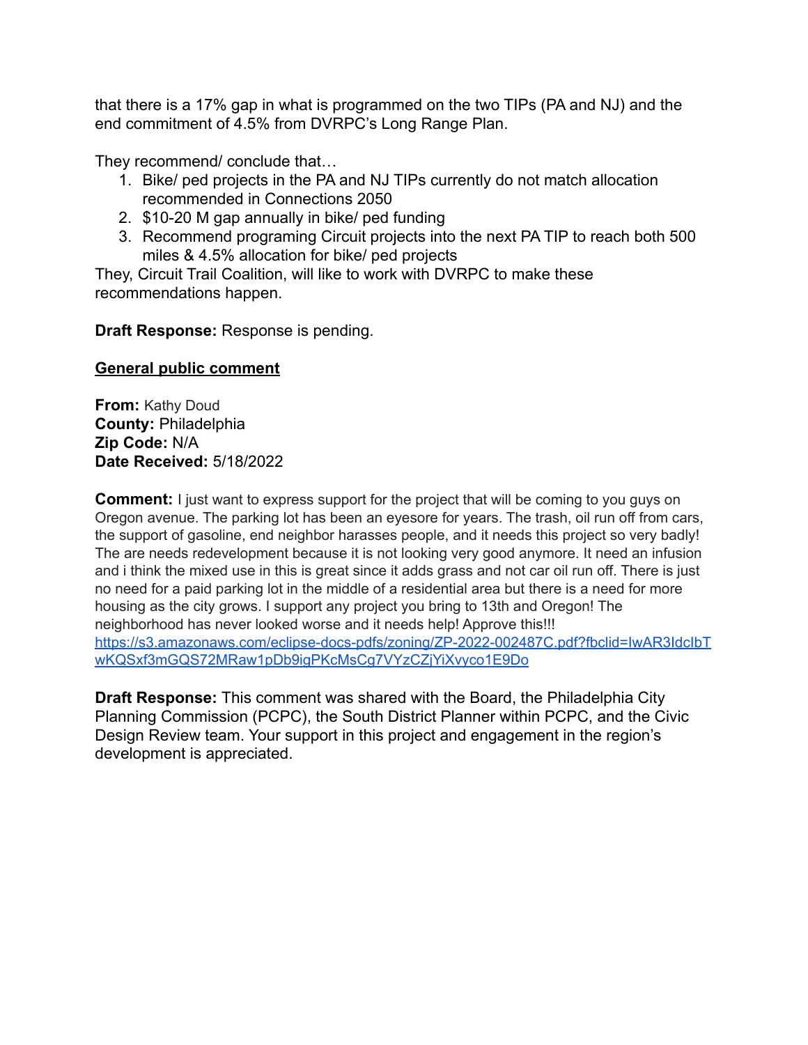that there is a 17% gap in what is programmed on the two TIPs (PA and NJ) and the end commitment of 4.5% from DVRPC's Long Range Plan.

They recommend/ conclude that…

1. Bike/ ped projects in the PA and NJ TIPs currently do not match allocation recommended in Connections 2050
2. $10-20 M gap annually in bike/ ped funding
3. Recommend programing Circuit projects into the next PA TIP to reach both 500 miles & 4.5% allocation for bike/ ped projects

They, Circuit Trail Coalition, will like to work with DVRPC to make these recommendations happen.

**Draft Response:** Response is pending.

**General public comment**

**From:** Kathy Doud
**County:** Philadelphia
**Zip Code:** N/A
**Date Received:** 5/18/2022

**Comment:** I just want to express support for the project that will be coming to you guys on Oregon avenue. The parking lot has been an eyesore for years. The trash, oil run off from cars, the support of gasoline, end neighbor harasses people, and it needs this project so very badly! The are needs redevelopment because it is not looking very good anymore. It need an infusion and i think the mixed use in this is great since it adds grass and not car oil run off. There is just no need for a paid parking lot in the middle of a residential area but there is a need for more housing as the city grows. I support any project you bring to 13th and Oregon! The neighborhood has never looked worse and it needs help! Approve this!!!
https://s3.amazonaws.com/eclipse-docs-pdfs/zoning/ZP-2022-002487C.pdf?fbclid=IwAR3IdcIbTwKQSxf3mGQS72MRaw1pDb9igPKcMsCg7VYzCZjYiXvyco1E9Do

**Draft Response:** This comment was shared with the Board, the Philadelphia City Planning Commission (PCPC), the South District Planner within PCPC, and the Civic Design Review team. Your support in this project and engagement in the region's development is appreciated.